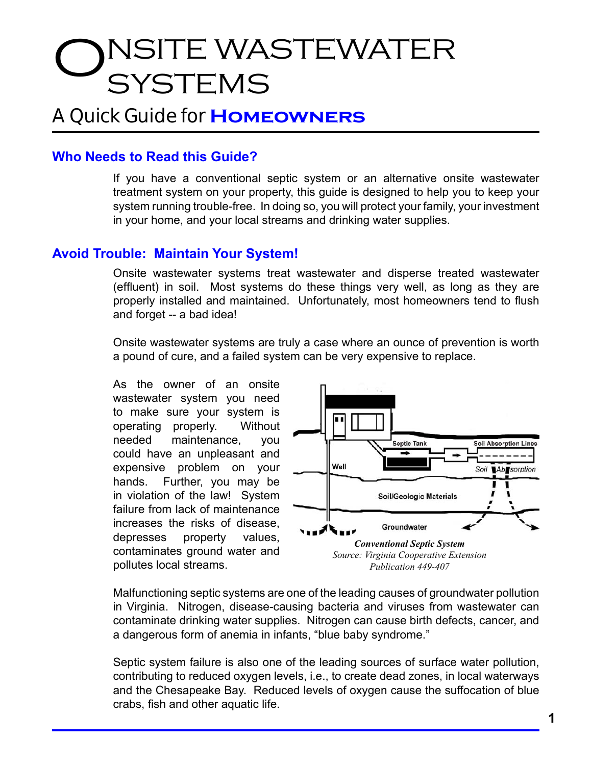# ONSITE WASTEWATER SYSTEMS

## A Quick Guide for **HOMEOWNERS**

### Who Needs to Read this Guide?

If you have a conventional septic system or an alternative onsite wastewater treatment system on your property, this guide is designed to help you to keep your system running trouble-free. In doing so, you will protect your family, your investment in your home, and your local streams and drinking water supplies.

### Avoid Trouble: Maintain Your System!

Onsite wastewater systems treat wastewater and disperse treated wastewater (effluent) in soil. Most systems do these things very well, as long as they are properly installed and maintained. Unfortunately, most homeowners tend to flush and forget -- a bad idea!

Onsite wastewater systems are truly a case where an ounce of prevention is worth a pound of cure, and a failed system can be very expensive to replace.

As the owner of an onsite wastewater system you need to make sure your system is operating properly. Without needed maintenance, you could have an unpleasant and expensive problem on your hands. Further, you may be in violation of the law! System failure from lack of maintenance increases the risks of disease, depresses property values, contaminates ground water and pollutes local streams.

***Conventional Septic System***
*Source: Virginia Cooperative Extension Publication 449-407*

Malfunctioning septic systems are one of the leading causes of groundwater pollution in Virginia. Nitrogen, disease-causing bacteria and viruses from wastewater can contaminate drinking water supplies. Nitrogen can cause birth defects, cancer, and a dangerous form of anemia in infants, "blue baby syndrome."

Septic system failure is also one of the leading sources of surface water pollution, contributing to reduced oxygen levels, i.e., to create dead zones, in local waterways and the Chesapeake Bay. Reduced levels of oxygen cause the suffocation of blue crabs, fish and other aquatic life.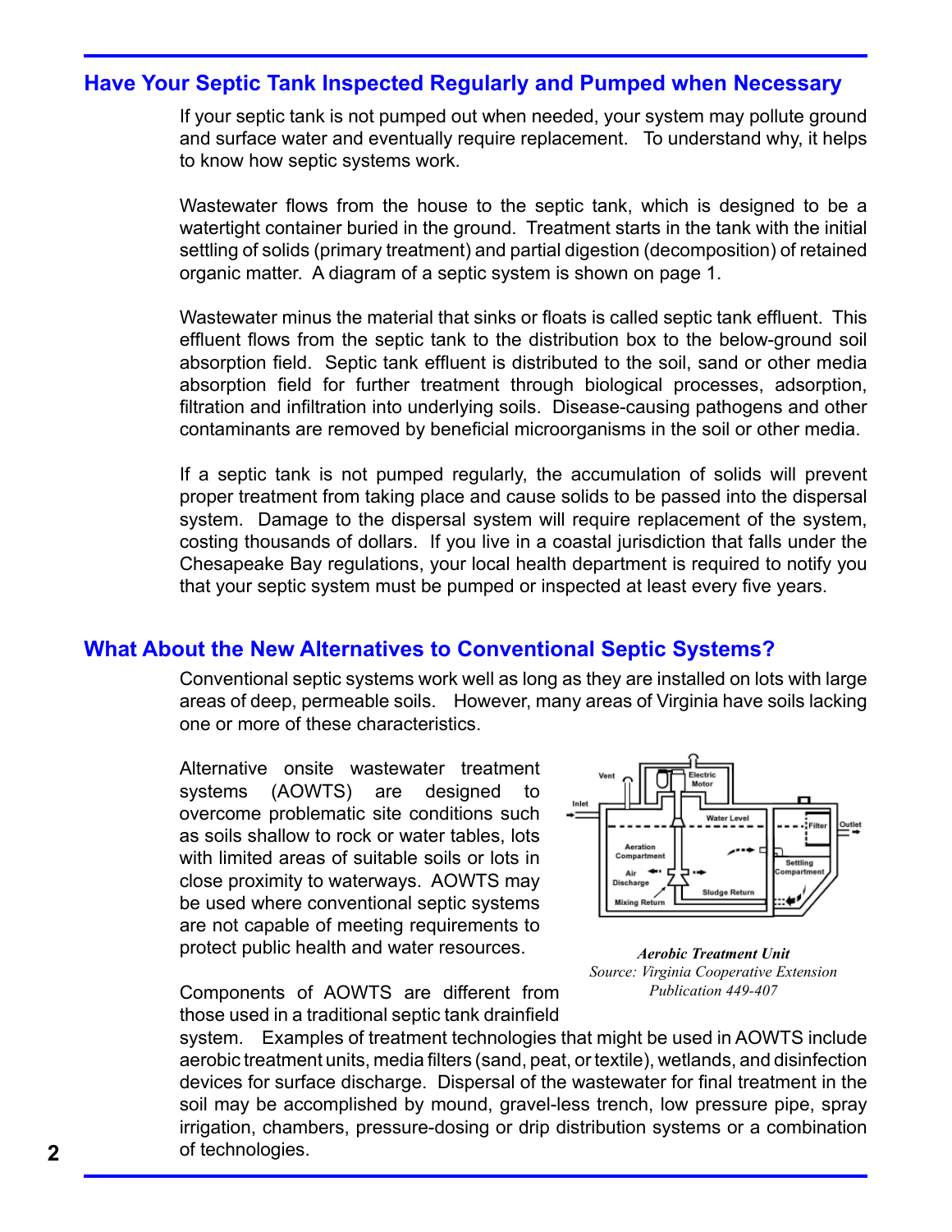## Have Your Septic Tank Inspected Regularly and Pumped when Necessary

If your septic tank is not pumped out when needed, your system may pollute ground and surface water and eventually require replacement. To understand why, it helps to know how septic systems work.

Wastewater flows from the house to the septic tank, which is designed to be a watertight container buried in the ground. Treatment starts in the tank with the initial settling of solids (primary treatment) and partial digestion (decomposition) of retained organic matter. A diagram of a septic system is shown on page 1.

Wastewater minus the material that sinks or floats is called septic tank effluent. This effluent flows from the septic tank to the distribution box to the below-ground soil absorption field. Septic tank effluent is distributed to the soil, sand or other media absorption field for further treatment through biological processes, adsorption, filtration and infiltration into underlying soils. Disease-causing pathogens and other contaminants are removed by beneficial microorganisms in the soil or other media.

If a septic tank is not pumped regularly, the accumulation of solids will prevent proper treatment from taking place and cause solids to be passed into the dispersal system. Damage to the dispersal system will require replacement of the system, costing thousands of dollars. If you live in a coastal jurisdiction that falls under the Chesapeake Bay regulations, your local health department is required to notify you that your septic system must be pumped or inspected at least every five years.

## What About the New Alternatives to Conventional Septic Systems?

Conventional septic systems work well as long as they are installed on lots with large areas of deep, permeable soils. However, many areas of Virginia have soils lacking one or more of these characteristics.

Alternative onsite wastewater treatment systems (AOWTS) are designed to overcome problematic site conditions such as soils shallow to rock or water tables, lots with limited areas of suitable soils or lots in close proximity to waterways. AOWTS may be used where conventional septic systems are not capable of meeting requirements to protect public health and water resources.

*Aerobic Treatment Unit*
*Source: Virginia Cooperative Extension Publication 449-407*

Components of AOWTS are different from those used in a traditional septic tank drainfield system. Examples of treatment technologies that might be used in AOWTS include aerobic treatment units, media filters (sand, peat, or textile), wetlands, and disinfection devices for surface discharge. Dispersal of the wastewater for final treatment in the soil may be accomplished by mound, gravel-less trench, low pressure pipe, spray irrigation, chambers, pressure-dosing or drip distribution systems or a combination of technologies.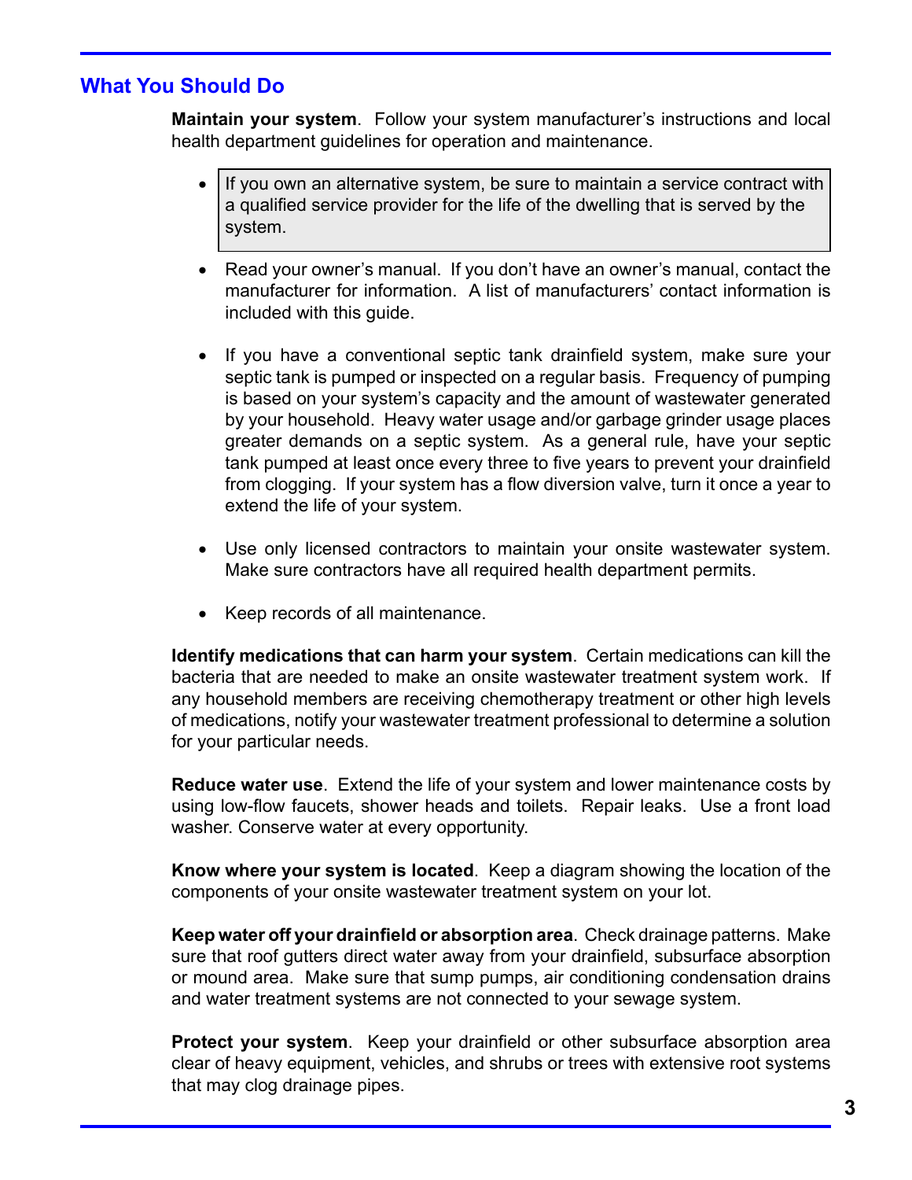## What You Should Do

**Maintain your system**. Follow your system manufacturer's instructions and local health department guidelines for operation and maintenance.

- If you own an alternative system, be sure to maintain a service contract with a qualified service provider for the life of the dwelling that is served by the system.

- Read your owner's manual. If you don't have an owner's manual, contact the manufacturer for information. A list of manufacturers' contact information is included with this guide.

- If you have a conventional septic tank drainfield system, make sure your septic tank is pumped or inspected on a regular basis. Frequency of pumping is based on your system's capacity and the amount of wastewater generated by your household. Heavy water usage and/or garbage grinder usage places greater demands on a septic system. As a general rule, have your septic tank pumped at least once every three to five years to prevent your drainfield from clogging. If your system has a flow diversion valve, turn it once a year to extend the life of your system.

- Use only licensed contractors to maintain your onsite wastewater system. Make sure contractors have all required health department permits.

- Keep records of all maintenance.

**Identify medications that can harm your system**. Certain medications can kill the bacteria that are needed to make an onsite wastewater treatment system work. If any household members are receiving chemotherapy treatment or other high levels of medications, notify your wastewater treatment professional to determine a solution for your particular needs.

**Reduce water use**. Extend the life of your system and lower maintenance costs by using low-flow faucets, shower heads and toilets. Repair leaks. Use a front load washer. Conserve water at every opportunity.

**Know where your system is located**. Keep a diagram showing the location of the components of your onsite wastewater treatment system on your lot.

**Keep water off your drainfield or absorption area**. Check drainage patterns. Make sure that roof gutters direct water away from your drainfield, subsurface absorption or mound area. Make sure that sump pumps, air conditioning condensation drains and water treatment systems are not connected to your sewage system.

**Protect your system**. Keep your drainfield or other subsurface absorption area clear of heavy equipment, vehicles, and shrubs or trees with extensive root systems that may clog drainage pipes.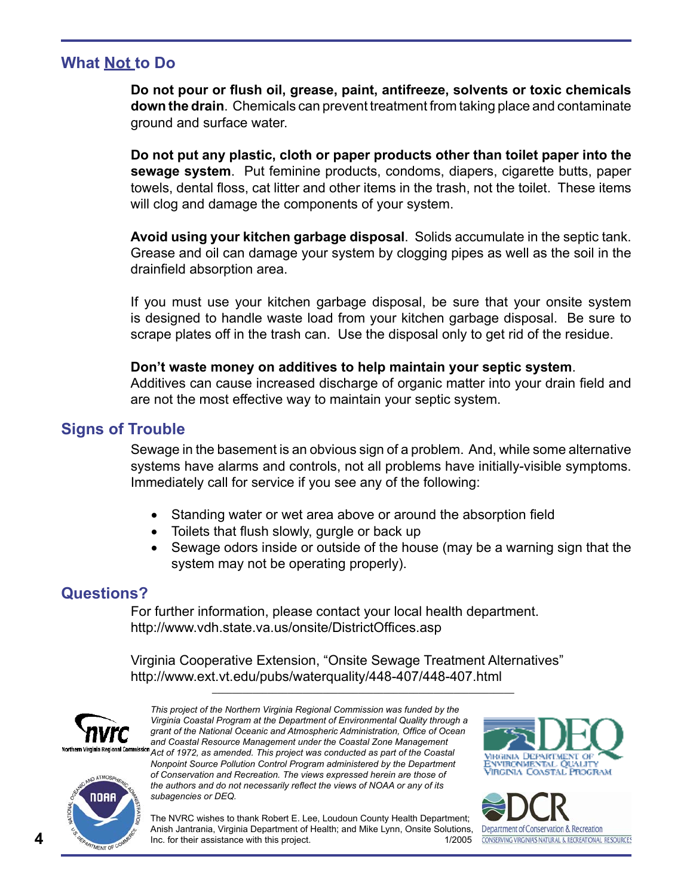## What Not to Do

**Do not pour or flush oil, grease, paint, antifreeze, solvents or toxic chemicals down the drain**. Chemicals can prevent treatment from taking place and contaminate ground and surface water.

**Do not put any plastic, cloth or paper products other than toilet paper into the sewage system**. Put feminine products, condoms, diapers, cigarette butts, paper towels, dental floss, cat litter and other items in the trash, not the toilet. These items will clog and damage the components of your system.

**Avoid using your kitchen garbage disposal**. Solids accumulate in the septic tank. Grease and oil can damage your system by clogging pipes as well as the soil in the drainfield absorption area.

If you must use your kitchen garbage disposal, be sure that your onsite system is designed to handle waste load from your kitchen garbage disposal. Be sure to scrape plates off in the trash can. Use the disposal only to get rid of the residue.

**Don't waste money on additives to help maintain your septic system**. Additives can cause increased discharge of organic matter into your drain field and are not the most effective way to maintain your septic system.

## Signs of Trouble

Sewage in the basement is an obvious sign of a problem. And, while some alternative systems have alarms and controls, not all problems have initially-visible symptoms. Immediately call for service if you see any of the following:

- Standing water or wet area above or around the absorption field
- Toilets that flush slowly, gurgle or back up
- Sewage odors inside or outside of the house (may be a warning sign that the system may not be operating properly).

## Questions?

For further information, please contact your local health department.
http://www.vdh.state.va.us/onsite/DistrictOffices.asp

Virginia Cooperative Extension, "Onsite Sewage Treatment Alternatives"
http://www.ext.vt.edu/pubs/waterquality/448-407/448-407.html

nvrc
Northern Virginia Regional Commission

*This project of the Northern Virginia Regional Commission was funded by the Virginia Coastal Program at the Department of Environmental Quality through a grant of the National Oceanic and Atmospheric Administration, Office of Ocean and Coastal Resource Management under the Coastal Zone Management Act of 1972, as amended. This project was conducted as part of the Coastal Nonpoint Source Pollution Control Program administered by the Department of Conservation and Recreation. The views expressed herein are those of the authors and do not necessarily reflect the views of NOAA or any of its subagencies or DEQ.*

The NVRC wishes to thank Robert E. Lee, Loudoun County Health Department; Anish Jantrania, Virginia Department of Health; and Mike Lynn, Onsite Solutions, Inc. for their assistance with this project. 1/2005

DEQ
Virginia Department of Environmental Quality
Virginia Coastal Program

DCR
Department of Conservation & Recreation
Conserving Virginia's Natural & Recreational Resources